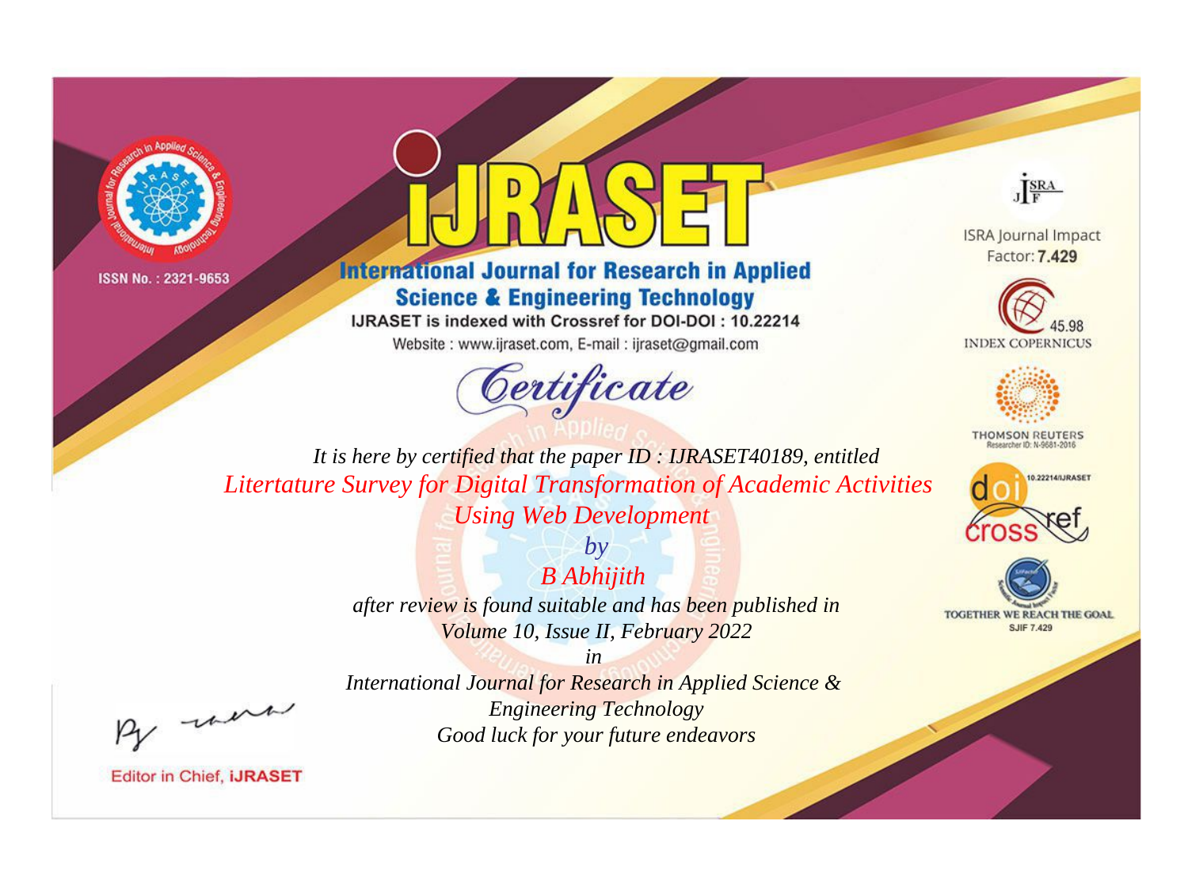ISSN No. : 2321-9653

# iJRASET

## International Journal for Research in Applied Science & Engineering Technology

IJRASET is indexed with Crossref for DOI-DOI : 10.22214

Website : www.ijraset.com, E-mail : ijraset@gmail.com

ISRA Journal Impact Factor: **7.429**

45.98 INDEX COPERNICUS

THOMSON REUTERS Researcher ID: N-9681-2016

10.22214/IJRASET

TOGETHER WE REACH THE GOAL SJIF 7.429

## *Certificate*

*It is here by certified that the paper ID : IJRASET40189, entitled*

*Litertature Survey for Digital Transformation of Academic Activities Using Web Development*

*by*

*B Abhijith*

*after review is found suitable and has been published in Volume 10, Issue II, February 2022*

*in*

*International Journal for Research in Applied Science & Engineering Technology*

*Good luck for your future endeavors*

Editor in Chief, **iJRASET**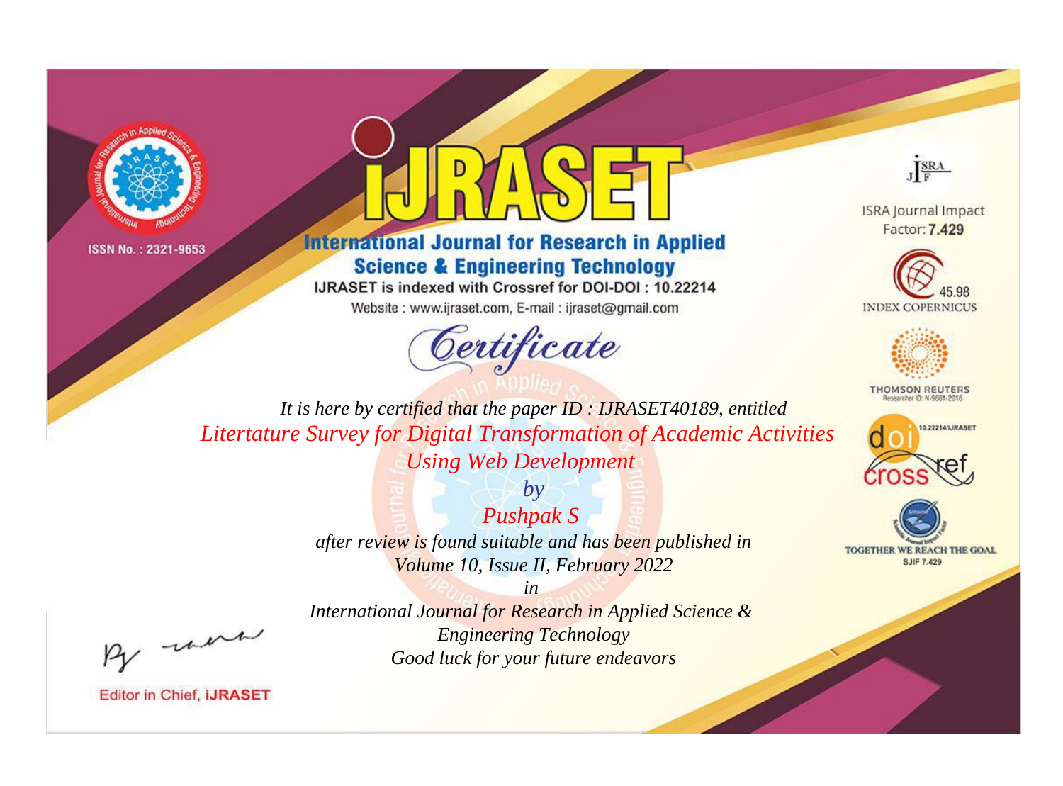ISSN No. : 2321-9653

# iJRASET

## International Journal for Research in Applied Science & Engineering Technology

IJRASET is indexed with Crossref for DOI-DOI : 10.22214

Website : www.ijraset.com, E-mail : ijraset@gmail.com

ISRA Journal Impact Factor: **7.429**

45.98 INDEX COPERNICUS

THOMSON REUTERS Researcher ID: N-9681-2016

10.22214/IJRASET

TOGETHER WE REACH THE GOAL SJIF 7.429

# *Certificate*

*It is here by certified that the paper ID : IJRASET40189, entitled*

*Litertature Survey for Digital Transformation of Academic Activities Using Web Development*

*by*

*Pushpak S*

*after review is found suitable and has been published in*

*Volume 10, Issue II, February 2022*

*in*

*International Journal for Research in Applied Science & Engineering Technology*

*Good luck for your future endeavors*

Editor in Chief, **iJRASET**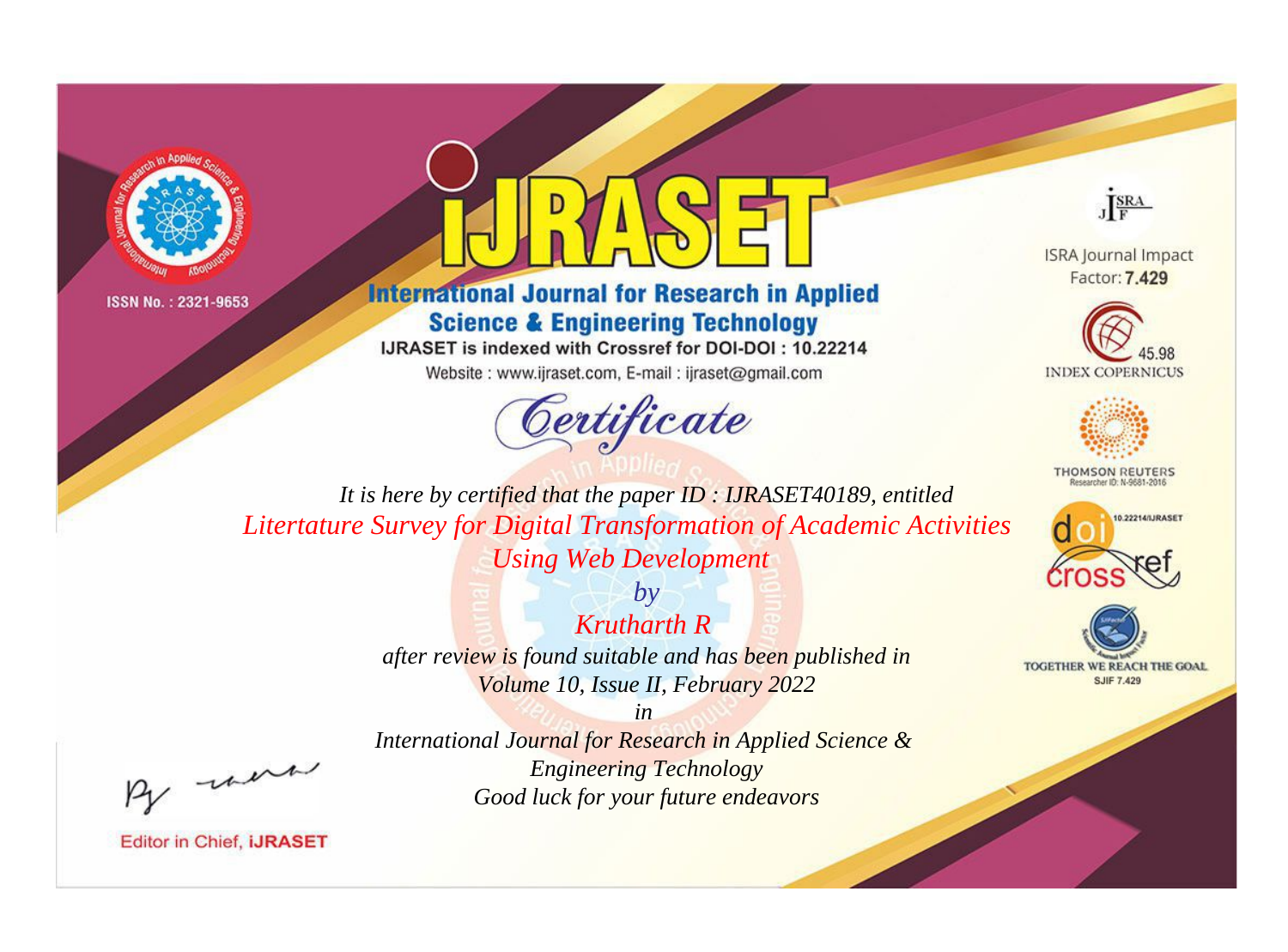ISSN No. : 2321-9653

# iJRASET

## International Journal for Research in Applied Science & Engineering Technology

IJRASET is indexed with Crossref for DOI-DOI : 10.22214

Website : www.ijraset.com, E-mail : ijraset@gmail.com

*Certificate*

*It is here by certified that the paper ID : IJRASET40189, entitled*

*Litertature Survey for Digital Transformation of Academic Activities Using Web Development*

*by*

*Krutharth R*

*after review is found suitable and has been published in*

*Volume 10, Issue II, February 2022*

*in*

*International Journal for Research in Applied Science & Engineering Technology*

*Good luck for your future endeavors*

ISRA Journal Impact Factor: **7.429**

45.98 INDEX COPERNICUS

THOMSON REUTERS Researcher ID: N-9681-2016

10.22214/IJRASET

TOGETHER WE REACH THE GOAL SJIF 7.429

Editor in Chief, **iJRASET**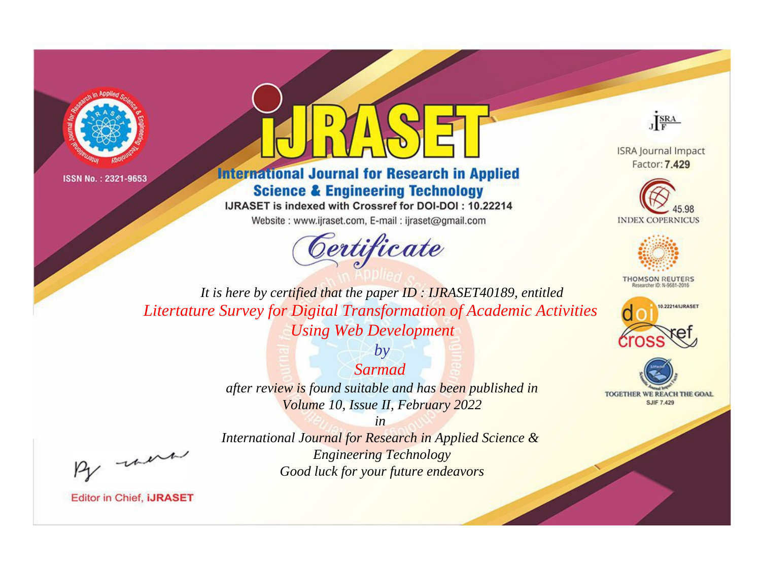ISSN No. : 2321-9653

# iJRASET

**International Journal for Research in Applied Science & Engineering Technology**

IJRASET is indexed with Crossref for DOI-DOI : 10.22214

Website : www.ijraset.com, E-mail : ijraset@gmail.com

*Certificate*

ISRA Journal Impact Factor: **7.429**

45.98 INDEX COPERNICUS

THOMSON REUTERS Researcher ID: N-9681-2016

10.22214/IJRASET

TOGETHER WE REACH THE GOAL SJIF 7.429

*It is here by certified that the paper ID : IJRASET40189, entitled*

*Litertature Survey for Digital Transformation of Academic Activities Using Web Development*

*by*

*Sarmad*

*after review is found suitable and has been published in*
*Volume 10, Issue II, February 2022*

*in*

*International Journal for Research in Applied Science & Engineering Technology*
*Good luck for your future endeavors*

Editor in Chief, **iJRASET**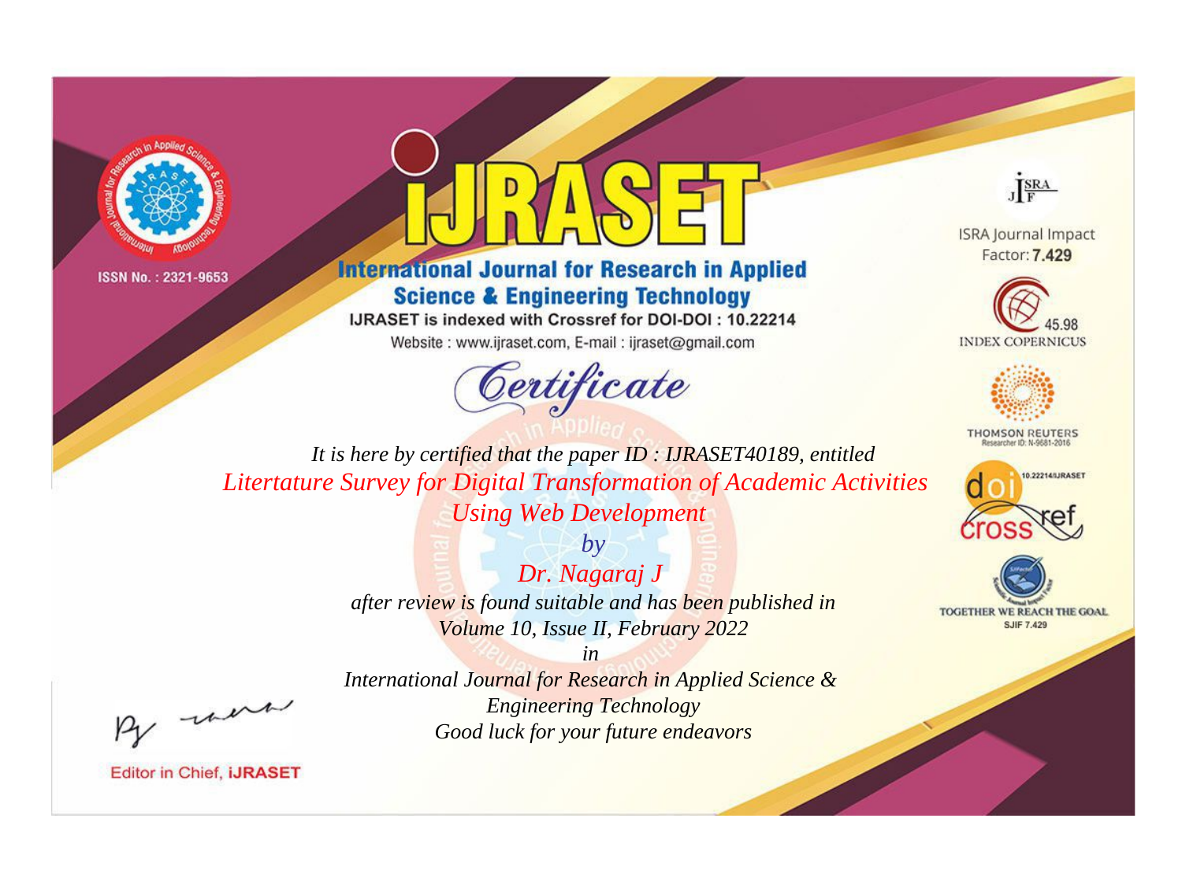ISSN No. : 2321-9653

# IJRASET

## International Journal for Research in Applied Science & Engineering Technology

IJRASET is indexed with Crossref for DOI-DOI : 10.22214

Website : www.ijraset.com, E-mail : ijraset@gmail.com

# *Certificate*

*It is here by certified that the paper ID : IJRASET40189, entitled*

*Litertature Survey for Digital Transformation of Academic Activities Using Web Development*

*by*

*Dr. Nagaraj J*

*after review is found suitable and has been published in*

*Volume 10, Issue II, February 2022*

*in*

*International Journal for Research in Applied Science & Engineering Technology*

*Good luck for your future endeavors*

ISRA Journal Impact Factor: **7.429**

45.98 INDEX COPERNICUS

THOMSON REUTERS Researcher ID: N-9681-2016

10.22214/IJRASET

TOGETHER WE REACH THE GOAL SJIF 7.429

Editor in Chief, **iJRASET**